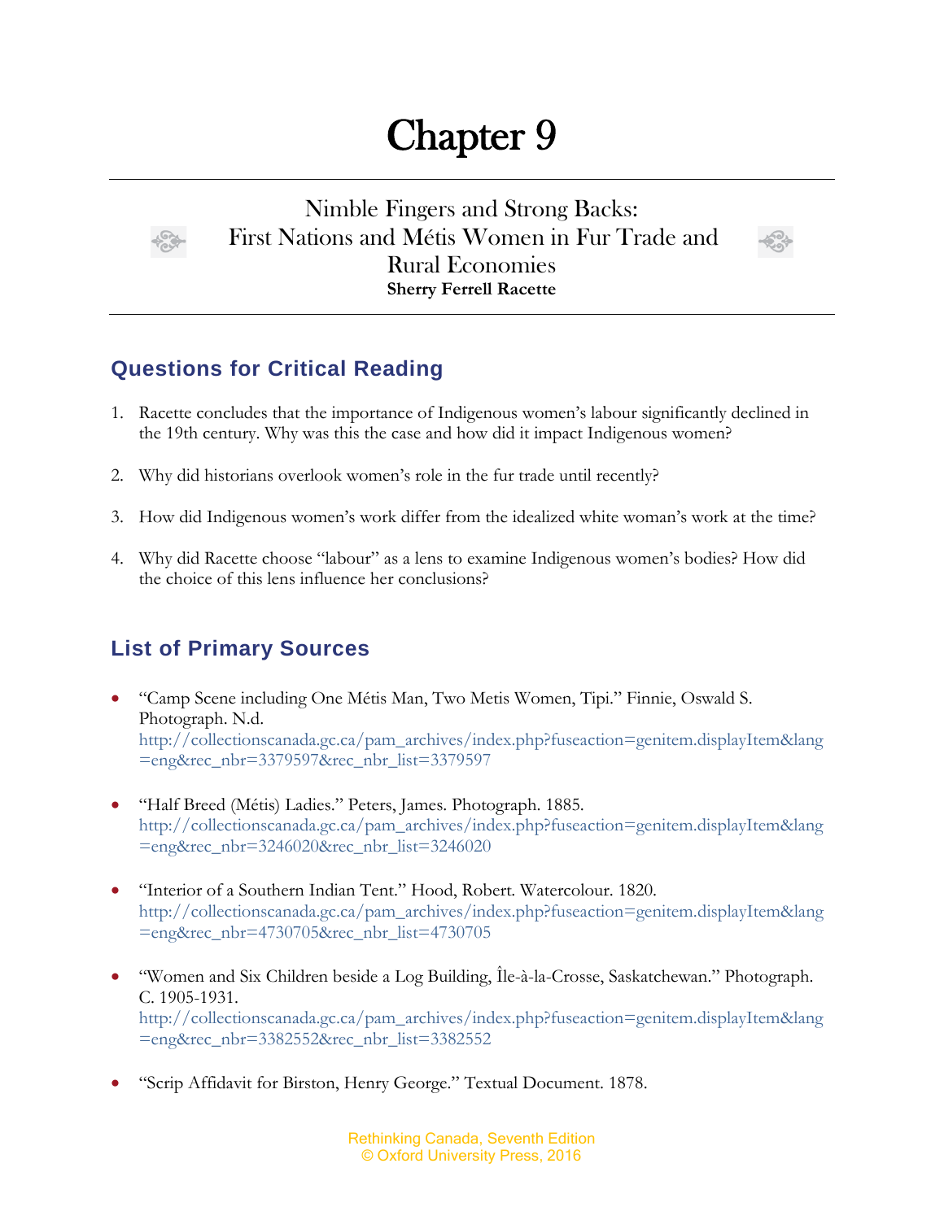# Chapter 9

## Nimble Fingers and Strong Backs: First Nations and Métis Women in Fur Trade and Rural Economies

**Sherry Ferrell Racette**

## Questions for Critical Reading

1. Racette concludes that the importance of Indigenous women's labour significantly declined in the 19th century. Why was this the case and how did it impact Indigenous women?

2. Why did historians overlook women's role in the fur trade until recently?

3. How did Indigenous women's work differ from the idealized white woman's work at the time?

4. Why did Racette choose "labour" as a lens to examine Indigenous women's bodies? How did the choice of this lens influence her conclusions?

## List of Primary Sources

- "Camp Scene including One Métis Man, Two Metis Women, Tipi." Finnie, Oswald S. Photograph. N.d. http://collectionscanada.gc.ca/pam_archives/index.php?fuseaction=genitem.displayItem&lang=eng&rec_nbr=3379597&rec_nbr_list=3379597

- "Half Breed (Métis) Ladies." Peters, James. Photograph. 1885. http://collectionscanada.gc.ca/pam_archives/index.php?fuseaction=genitem.displayItem&lang=eng&rec_nbr=3246020&rec_nbr_list=3246020

- "Interior of a Southern Indian Tent." Hood, Robert. Watercolour. 1820. http://collectionscanada.gc.ca/pam_archives/index.php?fuseaction=genitem.displayItem&lang=eng&rec_nbr=4730705&rec_nbr_list=4730705

- "Women and Six Children beside a Log Building, Île-à-la-Crosse, Saskatchewan." Photograph. C. 1905-1931. http://collectionscanada.gc.ca/pam_archives/index.php?fuseaction=genitem.displayItem&lang=eng&rec_nbr=3382552&rec_nbr_list=3382552

- "Scrip Affidavit for Birston, Henry George." Textual Document. 1878.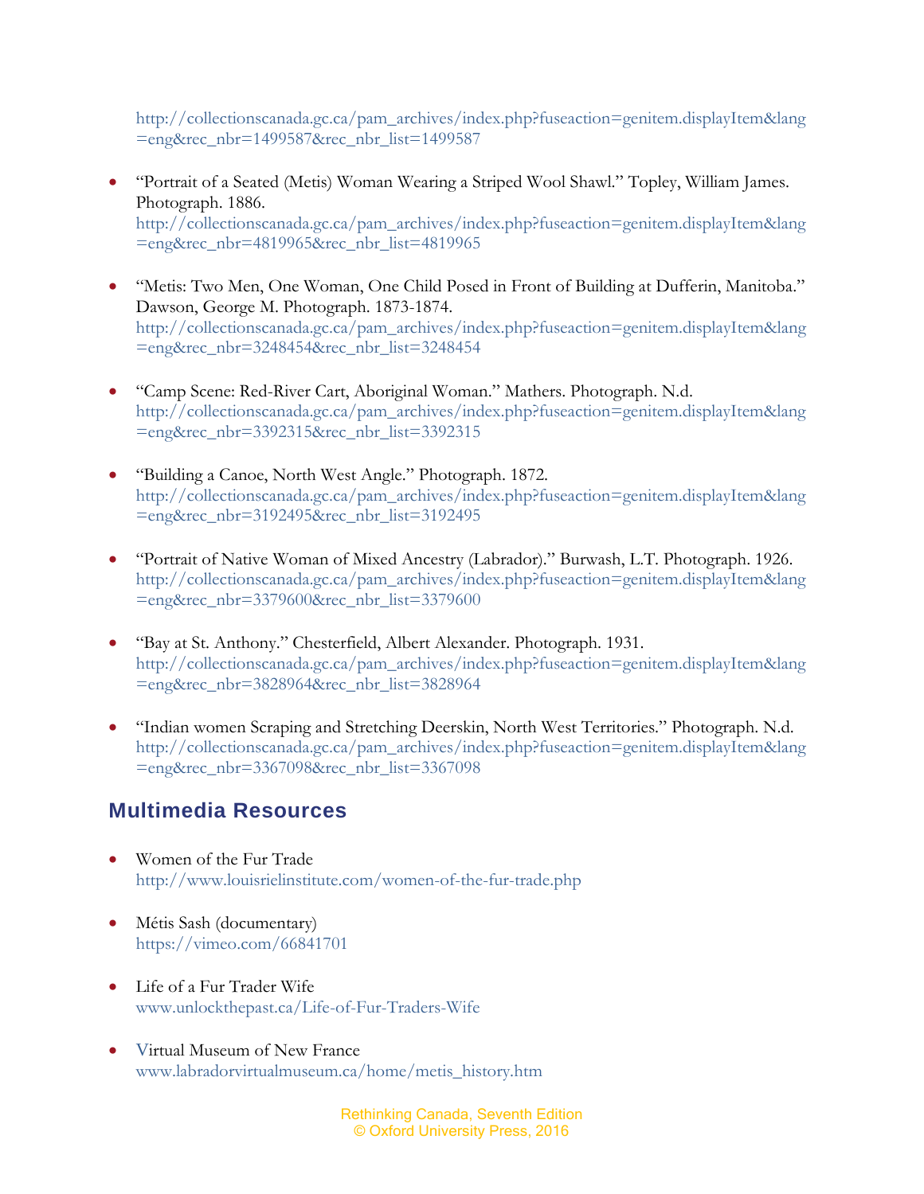http://collectionscanada.gc.ca/pam_archives/index.php?fuseaction=genitem.displayItem&lang=eng&rec_nbr=1499587&rec_nbr_list=1499587

- "Portrait of a Seated (Metis) Woman Wearing a Striped Wool Shawl." Topley, William James. Photograph. 1886.
  http://collectionscanada.gc.ca/pam_archives/index.php?fuseaction=genitem.displayItem&lang=eng&rec_nbr=4819965&rec_nbr_list=4819965

- "Metis: Two Men, One Woman, One Child Posed in Front of Building at Dufferin, Manitoba." Dawson, George M. Photograph. 1873-1874.
  http://collectionscanada.gc.ca/pam_archives/index.php?fuseaction=genitem.displayItem&lang=eng&rec_nbr=3248454&rec_nbr_list=3248454

- "Camp Scene: Red-River Cart, Aboriginal Woman." Mathers. Photograph. N.d.
  http://collectionscanada.gc.ca/pam_archives/index.php?fuseaction=genitem.displayItem&lang=eng&rec_nbr=3392315&rec_nbr_list=3392315

- "Building a Canoe, North West Angle." Photograph. 1872.
  http://collectionscanada.gc.ca/pam_archives/index.php?fuseaction=genitem.displayItem&lang=eng&rec_nbr=3192495&rec_nbr_list=3192495

- "Portrait of Native Woman of Mixed Ancestry (Labrador)." Burwash, L.T. Photograph. 1926.
  http://collectionscanada.gc.ca/pam_archives/index.php?fuseaction=genitem.displayItem&lang=eng&rec_nbr=3379600&rec_nbr_list=3379600

- "Bay at St. Anthony." Chesterfield, Albert Alexander. Photograph. 1931.
  http://collectionscanada.gc.ca/pam_archives/index.php?fuseaction=genitem.displayItem&lang=eng&rec_nbr=3828964&rec_nbr_list=3828964

- "Indian women Scraping and Stretching Deerskin, North West Territories." Photograph. N.d.
  http://collectionscanada.gc.ca/pam_archives/index.php?fuseaction=genitem.displayItem&lang=eng&rec_nbr=3367098&rec_nbr_list=3367098

## Multimedia Resources

- Women of the Fur Trade
  http://www.louisrielinstitute.com/women-of-the-fur-trade.php

- Métis Sash (documentary)
  https://vimeo.com/66841701

- Life of a Fur Trader Wife
  www.unlockthepast.ca/Life-of-Fur-Traders-Wife

- Virtual Museum of New France
  www.labradorvirtualmuseum.ca/home/metis_history.htm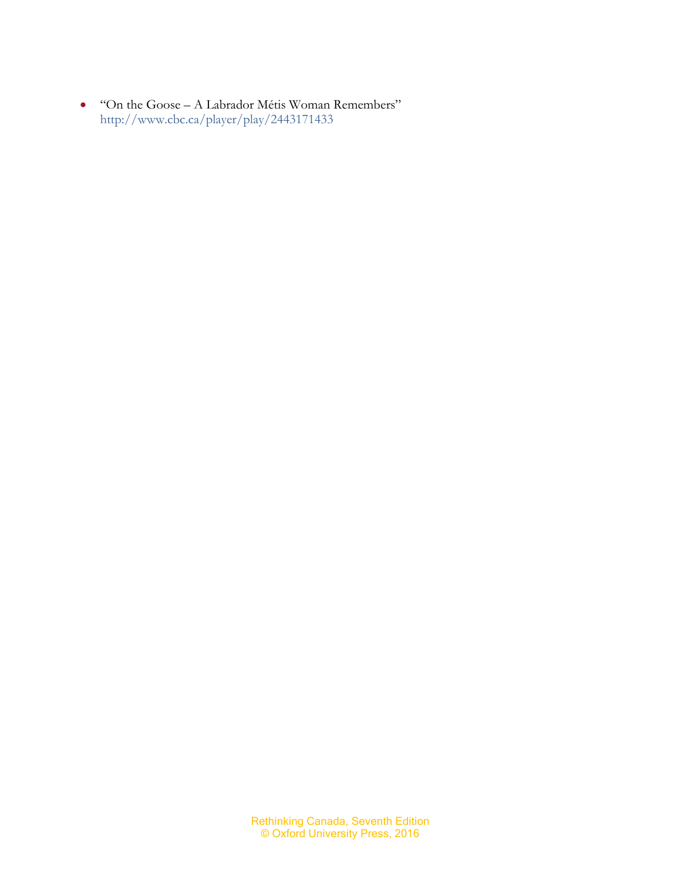- "On the Goose – A Labrador Métis Woman Remembers"
  http://www.cbc.ca/player/play/2443171433